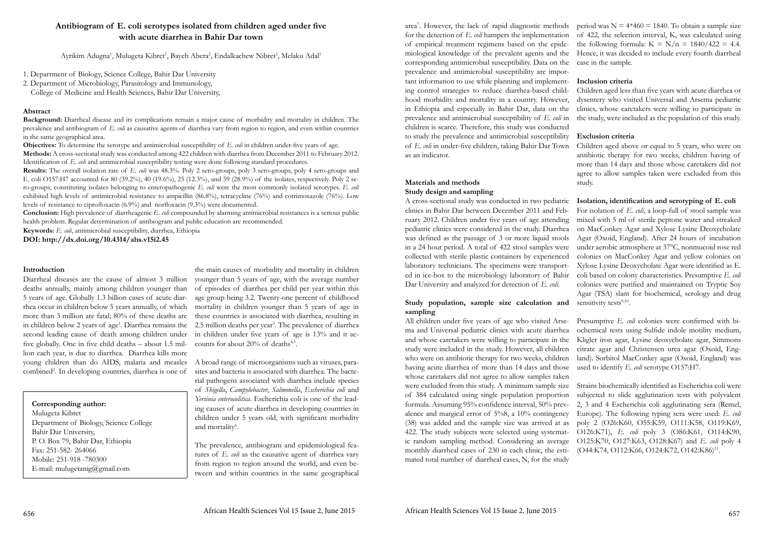# Antibiogram of E. coli serotypes isolated from children aged under five with acute diarrhea in Bahir Dar town

Ayrikim Adugna[1], Mulugeta Kibret[1], Bayeh Abera[2], Endalkachew Nibret[1], Melaku Adal[1]

1. Department of Biology, Science College, Bahir Dar University
2. Department of Microbiology, Parasitology and Immunology, College of Medicine and Health Sciences, Bahir Dar University,

## Abstract

**Background:** Diarrheal disease and its complications remain a major cause of morbidity and mortality in children. The prevalence and antibiogram of *E. coli* as causative agents of diarrhea vary from region to region, and even within countries in the same geographical area.

**Objectives:** To determine the serotype and antimicrobial susceptibility of *E. coli* in children under-five years of age.

**Methods:** A cross-sectional study was conducted among 422 children with diarrhea from December 2011 to February 2012. Identification of *E. coli* and antimicrobial susceptibility testing were done following standard procedures.

**Results:** The overall isolation rate of *E. coli* was 48.3%. Poly 2 sero-groups, poly 3 sero-groups, poly 4 sero-groups and E. coli O157:H7 accounted for 80 (39.2%), 40 (19.6%), 25 (12.3%), and 59 (28.9%) of the isolates, respectively. Poly 2 sero-groups, constituting isolates belonging to enteropathogenic *E. coli* were the most commonly isolated serotypes. *E. coli* exhibited high levels of antimicrobial resistance to ampicillin (86.8%), tetracycline (76%) and cotrimoxazole (76%). Low levels of resistance to ciprofloxacin (6.9%) and norfloxacin (9.3%) were documented.

**Conclusion:** High prevalence of diarrheagenic *E. coli* compounded by alarming antimicrobial resistances is a serious public health problem. Regular determination of antibiogram and public education are recommended.

**Keywords:** *E. coli*, antimicrobial susceptibility, diarrhea, Ethiopia

**DOI: http://dx.doi.org/10.4314/ahs.v15i2.45**

**Corresponding author:**
Mulugeta Kibret
Department of Biology, Science College
Bahir Dar University,
P. O. Box 79, Bahir Dar, Ethiopia
Fax: 251-582- 264066
Mobile: 251-918 -780300
E-mail: mulugetanig@gmail.com

## Introduction

Diarrheal diseases are the cause of almost 3 million deaths annually, mainly among children younger than 5 years of age. Globally 1.3 billion cases of acute diarrhea occur in children below 5 years annually, of which more than 3 million are fatal; 80% of these deaths are in children below 2 years of age[1]. Diarrhea remains the second leading cause of death among children under five globally. One in five child deaths – about 1.5 million each year, is due to diarrhea. Diarrhea kills more young children than do AIDS, malaria and measles combined[2]. In developing countries, diarrhea is one of the main causes of morbidity and mortality in children younger than 5 years of age, with the average number of episodes of diarrhea per child per year within this age group being 3.2. Twenty-one percent of childhood mortality in children younger than 5 years of age in these countries is associated with diarrhea, resulting in 2.5 million deaths per year[3]. The prevalence of diarrhea in children under five years of age is 13% and it accounts for about 20% of deaths[4,5].

A broad range of microorganisms such as viruses, parasites and bacteria is associated with diarrhea. The bacterial pathogens associated with diarrhea include species of *Shigella*, *Campylobacter*, *Salmonella*, *Escherichia coli* and *Yersinia enterocolitica*. Escherichia coli is one of the leading causes of acute diarrhea in developing countries in children under 5 years old, with significant morbidity and mortality[6].

The prevalence, antibiogram and epidemiological features of *E. coli* as the causative agent of diarrhea vary from region to region around the world, and even between and within countries in the same geographical area[7]. However, the lack of rapid diagnostic methods for the detection of *E. coli* hampers the implementation of empirical treatment regimens based on the epidemiological knowledge of the prevalent agents and the corresponding antimicrobial susceptibility. Data on the prevalence and antimicrobial susceptibility are important information to use while planning and implementing control strategies to reduce diarrhea-based childhood morbidity and mortality in a country. However, in Ethiopia and especially in Bahir Dar, data on the prevalence and antimicrobial susceptibility of *E. coli* in children is scarce. Therefore, this study was conducted to study the prevalence and antimicrobial susceptibility of *E. coli* in under-five children, taking Bahir Dar Town as an indicator.

## Materials and methods

### Study design and sampling

A cross-sectional study was conducted in two pediatric clinics in Bahir Dar between December 2011 and February 2012. Children under five years of age attending pediatric clinics were considered in the study. Diarrhea was defined as the passage of 3 or more liquid stools in a 24 hour period. A total of 422 stool samples were collected with sterile plastic containers by experienced laboratory technicians. The specimens were transported in ice-box to the microbiology laboratory of Bahir Dar University and analyzed for detection of *E. coli*.

### Study population, sample size calculation and sampling

All children under five years of age who visited Arsema and Universal pediatric clinics with acute diarrhea and whose caretakers were willing to participate in the study were included in the study. However, all children who were on antibiotic therapy for two weeks, children having acute diarrhea of more than 14 days and those whose caretakers did not agree to allow samples taken were excluded from this study. A minimum sample size of 384 calculated using single population proportion formula. Assuming 95% confidence interval, 50% prevalence and margical error of 5%8, a 10% contingency (38) was added and the sample size was arrived at as 422. The study subjects were selected using systematic random sampling method. Considering an average monthly diarrheal cases of 230 in each clinic, the estimated total number of diarrheal cases, N, for the study period was $N = 4*460 = 1840$. To obtain a sample size of 422, the selection interval, K, was calculated using the following formula: $K = N/n = 1840/422 = 4.4$. Hence, it was decided to include every fourth diarrheal case in the sample.

### Inclusion criteria

Children aged less than five years with acute diarrhea or dysentery who visited Universal and Arsema pediatric clinics, whose caretakers were willing to participate in the study, were included as the population of this study.

### Exclusion criteria

Children aged above or equal to 5 years, who were on antibiotic therapy for two weeks, children having of more than 14 days and those whose caretakers did not agree to allow samples taken were excluded from this study.

### Isolation, identification and serotyping of E. coli

For isolation of *E. coli*, a loop-full of stool sample was mixed with 5 ml of sterile peptone water and streaked on MacConkey Agar and Xylose Lysine Deoxycholate Agar (Oxoid, England). After 24 hours of incubation under aerobic atmosphere at 37°C, nonmucoid rose red colonies on MacConkey Agar and yellow colonies on Xylose Lysine Deoxycholate Agar were identified as E. coli based on colony characteristics. Presumptive *E. coli* colonies were purified and maintained on Tryptic Soy Agar (TSA) slant for biochemical, serology and drug sensitivity tests[9,10].

Presumptive *E. coli* colonies were confirmed with biochemical tests using Sulfide indole motility medium, Kligler iron agar, Lysine deoxycholate agar, Simmons citrate agar and Christensen urea agar (Oxoid, England). Sorbitol MacConkey agar (Oxoid, England) was used to identify *E. coli* serotype O157:H7.

Strains biochemically identified as Escherichia coli were subjected to slide agglutination tests with polyvalent 2, 3 and 4 Escherichia coli agglutinating sera (Remel, Europe). The following typing sera were used: *E. coli* poly 2 (O26:K60, O55:K59, O111:K58, O119:K69, O126:K71), *E. coli* poly 3 (O86:K61, O114:K90, O125:K70, O127:K63, O128:K67) and *E. coli* poly 4 (O44:K74, O112:K66, O124:K72, O142:K86)[11].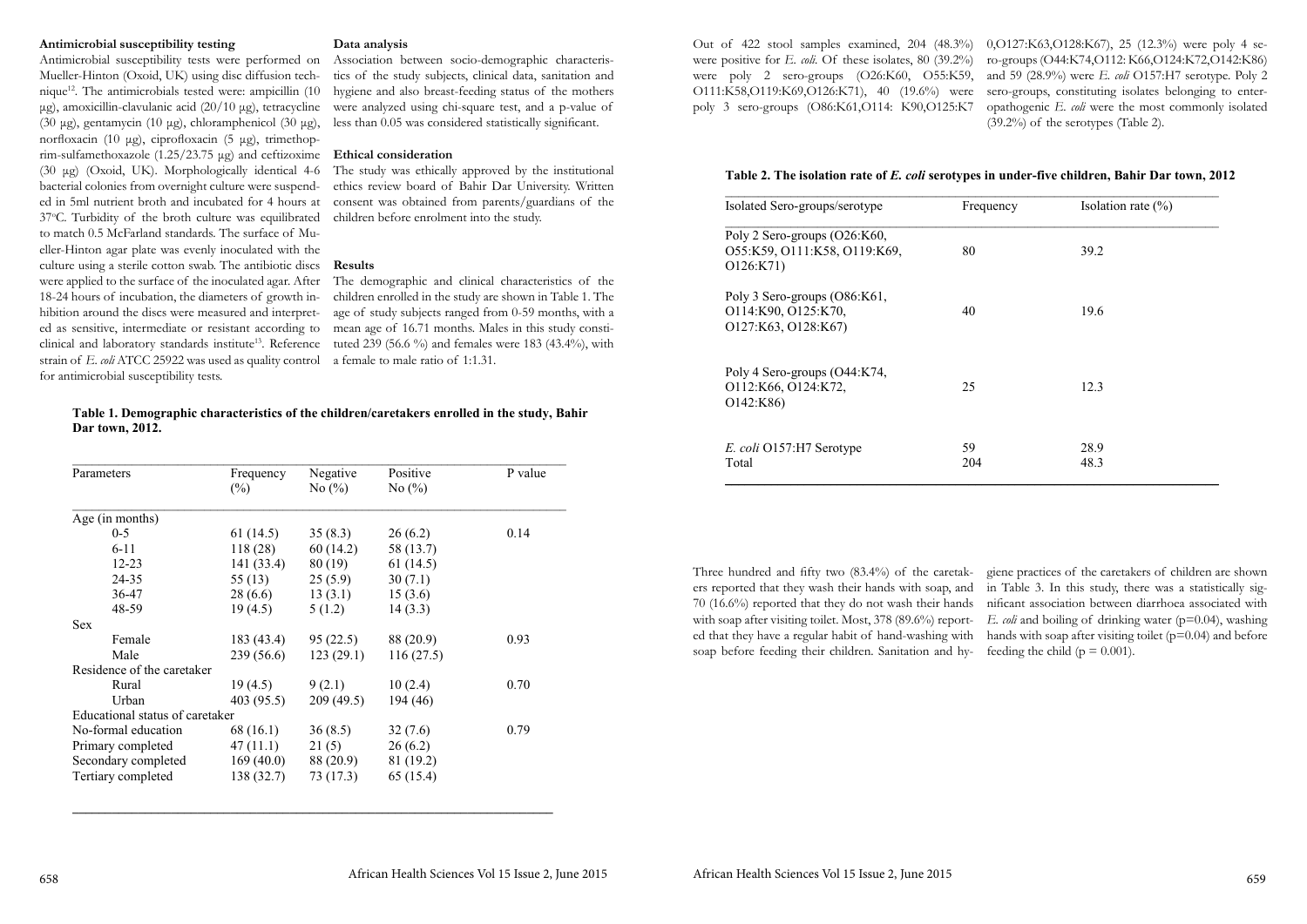### Antimicrobial susceptibility testing

Antimicrobial susceptibility tests were performed on Mueller-Hinton (Oxoid, UK) using disc diffusion technique[12]. The antimicrobials tested were: ampicillin (10 µg), amoxicillin-clavulanic acid (20/10 µg), tetracycline (30 µg), gentamycin (10 µg), chloramphenicol (30 µg), norfloxacin (10 µg), ciprofloxacin (5 µg), trimethoprim-sulfamethoxazole (1.25/23.75 µg) and ceftizoxime (30 µg) (Oxoid, UK). Morphologically identical 4-6 bacterial colonies from overnight culture were suspended in 5ml nutrient broth and incubated for 4 hours at 37°C. Turbidity of the broth culture was equilibrated to match 0.5 McFarland standards. The surface of Mueller-Hinton agar plate was evenly inoculated with the culture using a sterile cotton swab. The antibiotic discs were applied to the surface of the inoculated agar. After 18-24 hours of incubation, the diameters of growth inhibition around the discs were measured and interpreted as sensitive, intermediate or resistant according to clinical and laboratory standards institute[13]. Reference strain of *E. coli* ATCC 25922 was used as quality control for antimicrobial susceptibility tests.

### Data analysis

Association between socio-demographic characteristics of the study subjects, clinical data, sanitation and hygiene and also breast-feeding status of the mothers were analyzed using chi-square test, and a p-value of less than 0.05 was considered statistically significant.

### Ethical consideration

The study was ethically approved by the institutional ethics review board of Bahir Dar University. Written consent was obtained from parents/guardians of the children before enrolment into the study.

### Results

The demographic and clinical characteristics of the children enrolled in the study are shown in Table 1. The age of study subjects ranged from 0-59 months, with a mean age of 16.71 months. Males in this study constituted 239 (56.6 %) and females were 183 (43.4%), with a female to male ratio of 1:1.31.

**Table 1. Demographic characteristics of the children/caretakers enrolled in the study, Bahir Dar town, 2012.**

| Parameters | Frequency (%) | Negative No (%) | Positive No (%) | P value |
|---|---|---|---|---|
| Age (in months) | | | | |
| 0-5 | 61 (14.5) | 35 (8.3) | 26 (6.2) | 0.14 |
| 6-11 | 118 (28) | 60 (14.2) | 58 (13.7) | |
| 12-23 | 141 (33.4) | 80 (19) | 61 (14.5) | |
| 24-35 | 55 (13) | 25 (5.9) | 30 (7.1) | |
| 36-47 | 28 (6.6) | 13 (3.1) | 15 (3.6) | |
| 48-59 | 19 (4.5) | 5 (1.2) | 14 (3.3) | |
| Sex | | | | |
| Female | 183 (43.4) | 95 (22.5) | 88 (20.9) | 0.93 |
| Male | 239 (56.6) | 123 (29.1) | 116 (27.5) | |
| Residence of the caretaker | | | | |
| Rural | 19 (4.5) | 9 (2.1) | 10 (2.4) | 0.70 |
| Urban | 403 (95.5) | 209 (49.5) | 194 (46) | |
| Educational status of caretaker | | | | |
| No-formal education | 68 (16.1) | 36 (8.5) | 32 (7.6) | 0.79 |
| Primary completed | 47 (11.1) | 21 (5) | 26 (6.2) | |
| Secondary completed | 169 (40.0) | 88 (20.9) | 81 (19.2) | |
| Tertiary completed | 138 (32.7) | 73 (17.3) | 65 (15.4) | |

Out of 422 stool samples examined, 204 (48.3%) were positive for *E. coli*. Of these isolates, 80 (39.2%) were poly 2 sero-groups (O26:K60, O55:K59, O111:K58,O119:K69,O126:K71), 40 (19.6%) were poly 3 sero-groups (O86:K61,O114: K90,O125:K70,O127:K63,O128:K67), 25 (12.3%) were poly 4 sero-groups (O44:K74,O112: K66,O124:K72,O142:K86) and 59 (28.9%) were *E. coli* O157:H7 serotype. Poly 2 sero-groups, constituting isolates belonging to enteropathogenic *E. coli* were the most commonly isolated (39.2%) of the serotypes (Table 2).

**Table 2. The isolation rate of *E. coli* serotypes in under-five children, Bahir Dar town, 2012**

| Isolated Sero-groups/serotype | Frequency | Isolation rate (%) |
|---|---|---|
| Poly 2 Sero-groups (O26:K60, O55:K59, O111:K58, O119:K69, O126:K71) | 80 | 39.2 |
| Poly 3 Sero-groups (O86:K61, O114:K90, O125:K70, O127:K63, O128:K67) | 40 | 19.6 |
| Poly 4 Sero-groups (O44:K74, O112:K66, O124:K72, O142:K86) | 25 | 12.3 |
| *E. coli* O157:H7 Serotype | 59 | 28.9 |
| Total | 204 | 48.3 |

Three hundred and fifty two (83.4%) of the caretakers reported that they wash their hands with soap, and 70 (16.6%) reported that they do not wash their hands with soap after visiting toilet. Most, 378 (89.6%) reported that they have a regular habit of hand-washing with soap before feeding their children. Sanitation and hygiene practices of the caretakers of children are shown in Table 3. In this study, there was a statistically significant association between diarrhoea associated with *E. coli* and boiling of drinking water (p=0.04), washing hands with soap after visiting toilet (p=0.04) and before feeding the child (p = 0.001).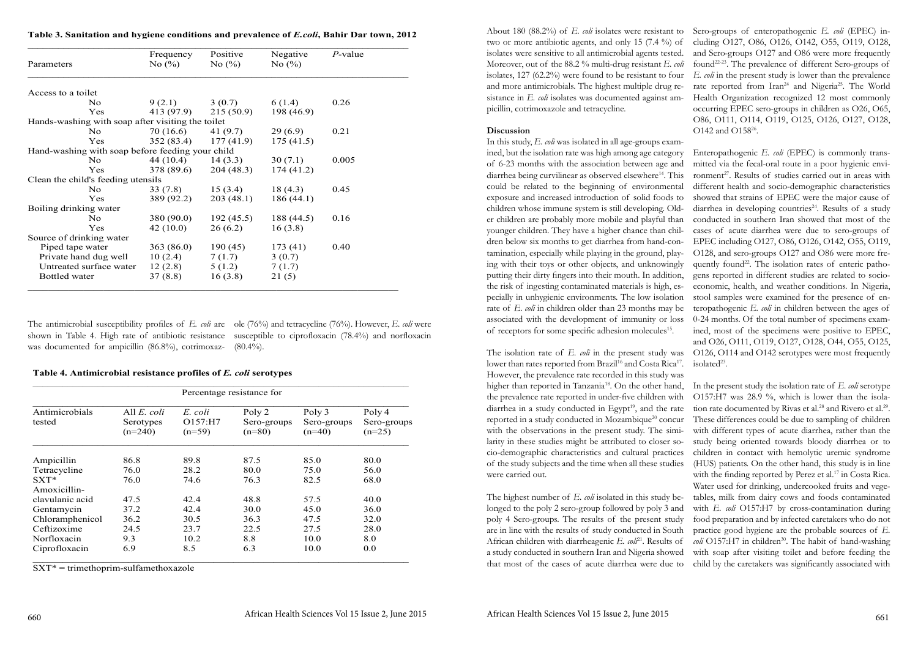**Table 3. Sanitation and hygiene conditions and prevalence of *E.coli*, Bahir Dar town, 2012**

| Parameters | Frequency No (%) | Positive No (%) | Negative No (%) | *P*-value |
|---|---|---|---|---|
| Access to a toilet | | | | |
| No | 9 (2.1) | 3 (0.7) | 6 (1.4) | 0.26 |
| Yes | 413 (97.9) | 215 (50.9) | 198 (46.9) | |
| Hands-washing with soap after visiting the toilet | | | | |
| No | 70 (16.6) | 41 (9.7) | 29 (6.9) | 0.21 |
| Yes | 352 (83.4) | 177 (41.9) | 175 (41.5) | |
| Hand-washing with soap before feeding your child | | | | |
| No | 44 (10.4) | 14 (3.3) | 30 (7.1) | 0.005 |
| Yes | 378 (89.6) | 204 (48.3) | 174 (41.2) | |
| Clean the child's feeding utensils | | | | |
| No | 33 (7.8) | 15 (3.4) | 18 (4.3) | 0.45 |
| Yes | 389 (92.2) | 203 (48.1) | 186 (44.1) | |
| Boiling drinking water | | | | |
| No | 380 (90.0) | 192 (45.5) | 188 (44.5) | 0.16 |
| Yes | 42 (10.0) | 26 (6.2) | 16 (3.8) | |
| Source of drinking water | | | | |
| Piped tape water | 363 (86.0) | 190 (45) | 173 (41) | 0.40 |
| Private hand dug well | 10 (2.4) | 7 (1.7) | 3 (0.7) | |
| Untreated surface water | 12 (2.8) | 5 (1.2) | 7 (1.7) | |
| Bottled water | 37 (8.8) | 16 (3.8) | 21 (5) | |

The antimicrobial susceptibility profiles of *E. coli* are shown in Table 4. High rate of antibiotic resistance was documented for ampicillin (86.8%), cotrimoxazole (76%) and tetracycline (76%). However, *E. coli* were susceptible to ciprofloxacin (78.4%) and norfloxacin (80.4%).

**Table 4. Antimicrobial resistance profiles of *E. coli* serotypes**

| Antimicrobials tested | Percentage resistance for | | | | |
|---|---|---|---|---|---|
| | All *E. coli* Serotypes (n=240) | *E. coli* O157:H7 (n=59) | Poly 2 Sero-groups (n=80) | Poly 3 Sero-groups (n=40) | Poly 4 Sero-groups (n=25) |
| Ampicillin | 86.8 | 89.8 | 87.5 | 85.0 | 80.0 |
| Tetracycline | 76.0 | 28.2 | 80.0 | 75.0 | 56.0 |
| SXT* | 76.0 | 74.6 | 76.3 | 82.5 | 68.0 |
| Amoxicillin-clavulanic acid | 47.5 | 42.4 | 48.8 | 57.5 | 40.0 |
| Gentamycin | 37.2 | 42.4 | 30.0 | 45.0 | 36.0 |
| Chloramphenicol | 36.2 | 30.5 | 36.3 | 47.5 | 32.0 |
| Ceftizoxime | 24.5 | 23.7 | 22.5 | 27.5 | 28.0 |
| Norfloxacin | 9.3 | 10.2 | 8.8 | 10.0 | 8.0 |
| Ciprofloxacin | 6.9 | 8.5 | 6.3 | 10.0 | 0.0 |

SXT* = trimethoprim-sulfamethoxazole

About 180 (88.2%) of *E. coli* isolates were resistant to two or more antibiotic agents, and only 15 (7.4 %) of isolates were sensitive to all antimicrobial agents tested. Moreover, out of the 88.2 % multi-drug resistant *E. coli* isolates, 127 (62.2%) were found to be resistant to four and more antimicrobials. The highest multiple drug resistance in *E. coli* isolates was documented against ampicillin, cotrimoxazole and tetracycline.

## Discussion

In this study, *E. coli* was isolated in all age-groups examined, but the isolation rate was high among age category of 6-23 months with the association between age and diarrhea being curvilinear as observed elsewhere[14]. This could be related to the beginning of environmental exposure and increased introduction of solid foods to children whose immune system is still developing. Older children are probably more mobile and playful than younger children. They have a higher chance than children below six months to get diarrhea from hand-contamination, especially while playing in the ground, playing with their toys or other objects, and unknowingly putting their dirty fingers into their mouth. In addition, the risk of ingesting contaminated materials is high, especially in unhygienic environments. The low isolation rate of *E. coli* in children older than 23 months may be associated with the development of immunity or loss of receptors for some specific adhesion molecules[15].

The isolation rate of *E. coli* in the present study was lower than rates reported from Brazil[16] and Costa Rica[17]. However, the prevalence rate recorded in this study was higher than reported in Tanzania[18]. On the other hand, the prevalence rate reported in under-five children with diarrhea in a study conducted in Egypt[19], and the rate reported in a study conducted in Mozambique[20] concur with the observations in the present study. The similarity in these studies might be attributed to closer socio-demographic characteristics and cultural practices of the study subjects and the time when all these studies were carried out.

The highest number of *E. coli* isolated in this study belonged to the poly 2 sero-group followed by poly 3 and poly 4 Sero-groups. The results of the present study are in line with the results of study conducted in South African children with diarrheagenic *E. coli*[21]. Results of a study conducted in southern Iran and Nigeria showed that most of the cases of acute diarrhea were due to Sero-groups of enteropathogenic *E. coli* (EPEC) including O127, O86, O126, O142, O55, O119, O128, and Sero-groups O127 and O86 were more frequently found[22-23]. The prevalence of different Sero-groups of *E. coli* in the present study is lower than the prevalence rate reported from Iran[24] and Nigeria[25]. The World Health Organization recognized 12 most commonly occurring EPEC sero-groups in children as O26, O65, O86, O111, O114, O119, O125, O126, O127, O128, O142 and O158[26].

Enteropathogenic *E. coli* (EPEC) is commonly transmitted via the fecal-oral route in a poor hygienic environment[27]. Results of studies carried out in areas with different health and socio-demographic characteristics showed that strains of EPEC were the major cause of diarrhea in developing countries[24]. Results of a study conducted in southern Iran showed that most of the cases of acute diarrhea were due to sero-groups of EPEC including O127, O86, O126, O142, O55, O119, O128, and sero-groups O127 and O86 were more frequently found[22]. The isolation rates of enteric pathogens reported in different studies are related to socio-economic, health, and weather conditions. In Nigeria, stool samples were examined for the presence of enteropathogenic *E. coli* in children between the ages of 0-24 months. Of the total number of specimens examined, most of the specimens were positive to EPEC, and O26, O111, O119, O127, O128, O44, O55, O125, O126, O114 and O142 serotypes were most frequently isolated[23].

In the present study the isolation rate of *E. coli* serotype O157:H7 was 28.9 %, which is lower than the isolation rate documented by Rivas et al.[28] and Rivero et al.[29]. These differences could be due to sampling of children with different types of acute diarrhea, rather than the study being oriented towards bloody diarrhea or to children in contact with hemolytic uremic syndrome (HUS) patients. On the other hand, this study is in line with the finding reported by Perez et al.[17] in Costa Rica. Water used for drinking, undercooked fruits and vegetables, milk from dairy cows and foods contaminated with *E. coli* O157:H7 by cross-contamination during food preparation and by infected caretakers who do not practice good hygiene are the probable sources of *E. coli* O157:H7 in children[30]. The habit of hand-washing with soap after visiting toilet and before feeding the child by the caretakers was significantly associated with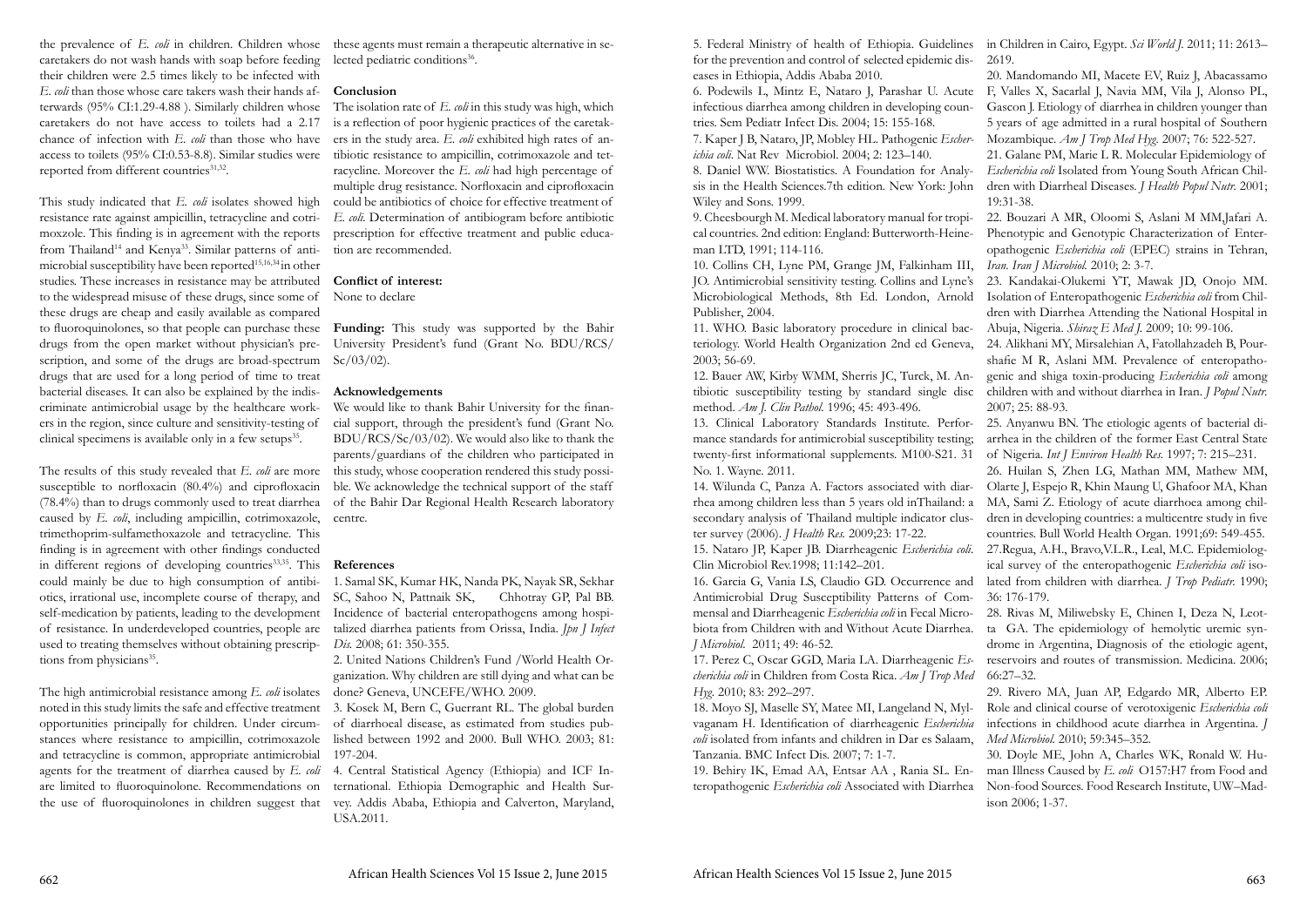the prevalence of *E. coli* in children. Children whose caretakers do not wash hands with soap before feeding their children were 2.5 times likely to be infected with *E. coli* than those whose care takers wash their hands afterwards (95% CI:1.29-4.88 ). Similarly children whose caretakers do not have access to toilets had a 2.17 chance of infection with *E. coli* than those who have access to toilets (95% CI:0.53-8.8). Similar studies were reported from different countries[31,32].

This study indicated that *E. coli* isolates showed high resistance rate against ampicillin, tetracycline and cotrimoxozole. This finding is in agreement with the reports from Thailand[14] and Kenya[33]. Similar patterns of antimicrobial susceptibility have been reported[15,16,34] in other studies. These increases in resistance may be attributed to the widespread misuse of these drugs, since some of these drugs are cheap and easily available as compared to fluoroquinolones, so that people can purchase these drugs from the open market without physician's prescription, and some of the drugs are broad-spectrum drugs that are used for a long period of time to treat bacterial diseases. It can also be explained by the indiscriminate antimicrobial usage by the healthcare workers in the region, since culture and sensitivity-testing of clinical specimens is available only in a few setups[35].

The results of this study revealed that *E. coli* are more susceptible to norfloxacin (80.4%) and ciprofloxacin (78.4%) than to drugs commonly used to treat diarrhea caused by *E. coli*, including ampicillin, cotrimoxazole, trimethoprim-sulfamethoxazole and tetracycline. This finding is in agreement with other findings conducted in different regions of developing countries[33,35]. This could mainly be due to high consumption of antibiotics, irrational use, incomplete course of therapy, and self-medication by patients, leading to the development of resistance. In underdeveloped countries, people are used to treating themselves without obtaining prescriptions from physicians[35].

The high antimicrobial resistance among *E. coli* isolates noted in this study limits the safe and effective treatment opportunities principally for children. Under circumstances where resistance to ampicillin, cotrimoxazole and tetracycline is common, appropriate antimicrobial agents for the treatment of diarrhea caused by *E. coli* are limited to fluoroquinolone. Recommendations on the use of fluoroquinolones in children suggest that these agents must remain a therapeutic alternative in selected pediatric conditions[36].

## Conclusion

The isolation rate of *E. coli* in this study was high, which is a reflection of poor hygienic practices of the caretakers in the study area. *E. coli* exhibited high rates of antibiotic resistance to ampicillin, cotrimoxazole and tetracycline. Moreover the *E. coli* had high percentage of multiple drug resistance. Norfloxacin and ciprofloxacin could be antibiotics of choice for effective treatment of *E. coli*. Determination of antibiogram before antibiotic prescription for effective treatment and public education are recommended.

**Conflict of interest:**
None to declare

**Funding:** This study was supported by the Bahir University President's fund (Grant No. BDU/RCS/Sc/03/02).

## Acknowledgements

We would like to thank Bahir University for the financial support, through the president's fund (Grant No. BDU/RCS/Sc/03/02). We would also like to thank the parents/guardians of the children who participated in this study, whose cooperation rendered this study possible. We acknowledge the technical support of the staff of the Bahir Dar Regional Health Research laboratory centre.

## References

1. Samal SK, Kumar HK, Nanda PK, Nayak SR, Sekhar SC, Sahoo N, Pattnaik SK, Chhotray GP, Pal BB. Incidence of bacterial enteropathogens among hospitalized diarrhea patients from Orissa, India. *Jpn J Infect Dis.* 2008; 61: 350-355.

2. United Nations Children's Fund /World Health Organization. Why children are still dying and what can be done? Geneva, UNCEFE/WHO. 2009.

3. Kosek M, Bern C, Guerrant RL. The global burden of diarrhoeal disease, as estimated from studies published between 1992 and 2000. Bull WHO. 2003; 81: 197-204.

4. Central Statistical Agency (Ethiopia) and ICF International. Ethiopia Demographic and Health Survey. Addis Ababa, Ethiopia and Calverton, Maryland, USA.2011.

5. Federal Ministry of health of Ethiopia. Guidelines for the prevention and control of selected epidemic diseases in Ethiopia, Addis Ababa 2010.

6. Podewils L, Mintz E, Nataro J, Parashar U. Acute infectious diarrhea among children in developing countries. Sem Pediatr Infect Dis. 2004; 15: 155-168.

7. Kaper J B, Nataro, JP, Mobley HL. Pathogenic *Escherichia coli*. Nat Rev Microbiol. 2004; 2: 123–140.

8. Daniel WW. Biostatistics. A Foundation for Analysis in the Health Sciences.7th edition. New York: John Wiley and Sons. 1999.

9. Cheesbourgh M. Medical laboratory manual for tropical countries. 2nd edition: England: Butterworth-Heineman LTD, 1991; 114-116.

10. Collins CH, Lyne PM, Grange JM, Falkinham III, JO. Antimicrobial sensitivity testing. Collins and Lyne's Microbiological Methods, 8th Ed. London, Arnold Publisher, 2004.

11. WHO. Basic laboratory procedure in clinical bacteriology. World Health Organization 2nd ed Geneva, 2003; 56-69.

12. Bauer AW, Kirby WMM, Sherris JC, Turck, M. Antibiotic susceptibility testing by standard single disc method. *Am J. Clin Pathol.* 1996; 45: 493-496.

13. Clinical Laboratory Standards Institute. Performance standards for antimicrobial susceptibility testing; twenty-first informational supplements. M100-S21. 31 No. 1. Wayne. 2011.

14. Wilunda C, Panza A. Factors associated with diarrhea among children less than 5 years old inThailand: a secondary analysis of Thailand multiple indicator cluster survey (2006). *J Health Res.* 2009;23: 17-22.

15. Nataro JP, Kaper JB. Diarrheagenic *Escherichia coli*. Clin Microbiol Rev.1998; 11:142–201.

16. Garcia G, Vania LS, Claudio GD. Occurrence and Antimicrobial Drug Susceptibility Patterns of Commensal and Diarrheagenic *Escherichia coli* in Fecal Microbiota from Children with and Without Acute Diarrhea. *J Microbiol.* 2011; 49: 46-52.

17. Perez C, Oscar GGD, Maria LA. Diarrheagenic *Escherichia coli* in Children from Costa Rica. *Am J Trop Med Hyg.* 2010; 83: 292–297.

18. Moyo SJ, Maselle SY, Matee MI, Langeland N, Mylvaganam H. Identification of diarrheagenic *Escherichia coli* isolated from infants and children in Dar es Salaam, Tanzania. BMC Infect Dis. 2007; 7: 1-7.

19. Behiry IK, Emad AA, Entsar AA , Rania SL. Enteropathogenic *Escherichia coli* Associated with Diarrhea in Children in Cairo, Egypt. *Sci World J.* 2011; 11: 2613–2619.

20. Mandomando MI, Macete EV, Ruiz J, Abacassamo F, Valles X, Sacarlal J, Navia MM, Vila J, Alonso PL, Gascon J. Etiology of diarrhea in children younger than 5 years of age admitted in a rural hospital of Southern Mozambique. *Am J Trop Med Hyg.* 2007; 76: 522-527.

21. Galane PM, Marie L R. Molecular Epidemiology of *Escherichia coli* Isolated from Young South African Children with Diarrheal Diseases. *J Health Popul Nutr.* 2001; 19:31-38.

22. Bouzari A MR, Oloomi S, Aslani M MM,Jafari A. Phenotypic and Genotypic Characterization of Enteropathogenic *Escherichia coli* (EPEC) strains in Tehran, *Iran. Iran J Microbiol.* 2010; 2: 3-7.

23. Kandakai-Olukemi YT, Mawak JD, Onojo MM. Isolation of Enteropathogenic *Escherichia coli* from Children with Diarrhea Attending the National Hospital in Abuja, Nigeria. *Shiraz E Med J.* 2009; 10: 99-106.

24. Alikhani MY, Mirsalehian A, Fatollahzadeh B, Pourshafie M R, Aslani MM. Prevalence of enteropathogenic and shiga toxin-producing *Escherichia coli* among children with and without diarrhea in Iran. *J Popul Nutr.* 2007; 25: 88-93.

25. Anyanwu BN. The etiologic agents of bacterial diarrhea in the children of the former East Central State of Nigeria. *Int J Environ Health Res.* 1997; 7: 215–231.

26. Huilan S, Zhen LG, Mathan MM, Mathew MM, Olarte J, Espejo R, Khin Maung U, Ghafoor MA, Khan MA, Sami Z. Etiology of acute diarrhoea among children in developing countries: a multicentre study in five countries. Bull World Health Organ. 1991;69: 549-455.

27.Regua, A.H., Bravo,V.L.R., Leal, M.C. Epidemiological survey of the enteropathogenic *Escherichia coli* isolated from children with diarrhea. *J Trop Pediatr.* 1990; 36: 176-179.

28. Rivas M, Miliwebsky E, Chinen I, Deza N, Leotta GA. The epidemiology of hemolytic uremic syndrome in Argentina, Diagnosis of the etiologic agent, reservoirs and routes of transmission. Medicina. 2006; 66:27–32.

29. Rivero MA, Juan AP, Edgardo MR, Alberto EP. Role and clinical course of verotoxigenic *Escherichia coli* infections in childhood acute diarrhea in Argentina. *J Med Microbiol.* 2010; 59:345–352.

30. Doyle ME, John A, Charles WK, Ronald W. Human Illness Caused by *E. coli* O157:H7 from Food and Non-food Sources. Food Research Institute, UW–Madison 2006; 1-37.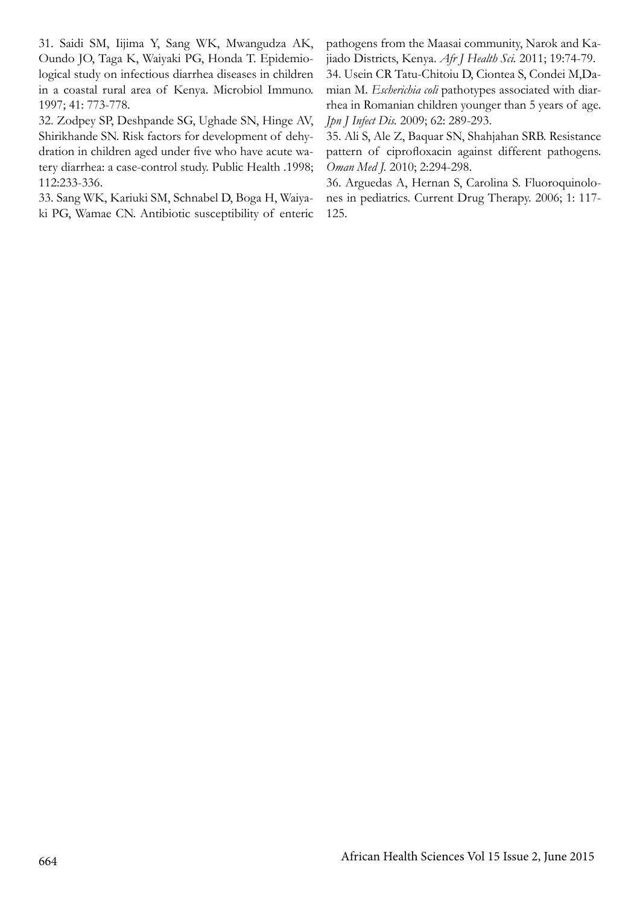31. Saidi SM, Iijima Y, Sang WK, Mwangudza AK, Oundo JO, Taga K, Waiyaki PG, Honda T. Epidemiological study on infectious diarrhea diseases in children in a coastal rural area of Kenya. Microbiol Immuno. 1997; 41: 773-778.

32. Zodpey SP, Deshpande SG, Ughade SN, Hinge AV, Shirikhande SN. Risk factors for development of dehydration in children aged under five who have acute watery diarrhea: a case-control study. Public Health .1998; 112:233-336.

33. Sang WK, Kariuki SM, Schnabel D, Boga H, Waiyaki PG, Wamae CN. Antibiotic susceptibility of enteric pathogens from the Maasai community, Narok and Kajiado Districts, Kenya. *Afr J Health Sci.* 2011; 19:74-79.

34. Usein CR Tatu-Chitoiu D, Ciontea S, Condei M,Damian M. *Escherichia coli* pathotypes associated with diarrhea in Romanian children younger than 5 years of age. *Jpn J Infect Dis.* 2009; 62: 289-293.

35. Ali S, Ale Z, Baquar SN, Shahjahan SRB. Resistance pattern of ciprofloxacin against different pathogens. *Oman Med J.* 2010; 2:294-298.

36. Arguedas A, Hernan S, Carolina S. Fluoroquinolones in pediatrics. Current Drug Therapy. 2006; 1: 117-125.